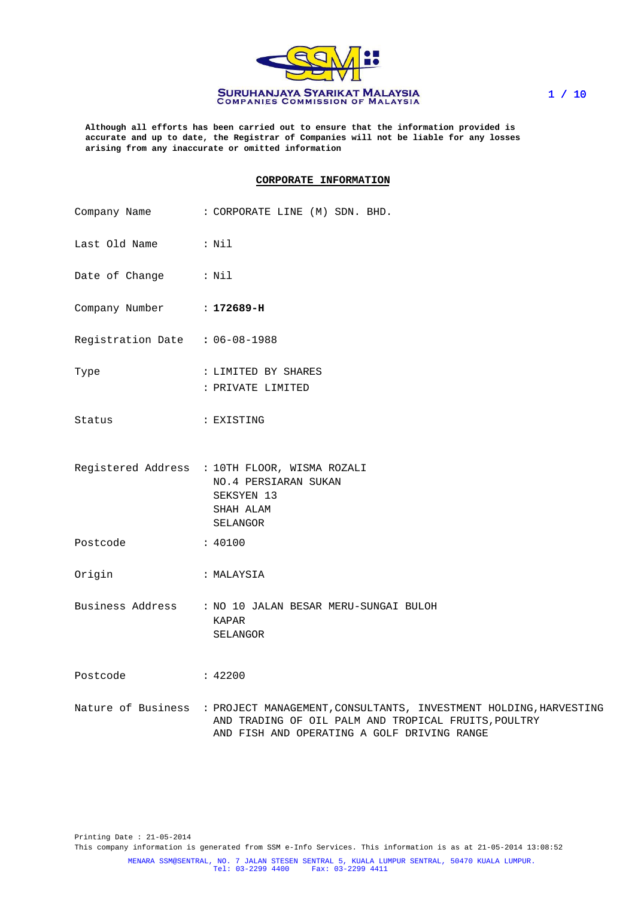SURUHANJAYA SYARIKAT MALAYSIA
COMPANIES COMMISSION OF MALAYSIA

**Although all efforts has been carried out to ensure that the information provided is accurate and up to date, the Registrar of Companies will not be liable for any losses arising from any inaccurate or omitted information**

## CORPORATE INFORMATION

| | |
|---|---|
| Company Name | : CORPORATE LINE (M) SDN. BHD. |
| Last Old Name | : Nil |
| Date of Change | : Nil |
| Company Number | : **172689-H** |
| Registration Date | : 06-08-1988 |
| Type | : LIMITED BY SHARES<br>: PRIVATE LIMITED |
| Status | : EXISTING |
| Registered Address | : 10TH FLOOR, WISMA ROZALI<br>NO.4 PERSIARAN SUKAN<br>SEKSYEN 13<br>SHAH ALAM<br>SELANGOR |
| Postcode | : 40100 |
| Origin | : MALAYSIA |
| Business Address | : NO 10 JALAN BESAR MERU-SUNGAI BULOH<br>KAPAR<br>SELANGOR |
| Postcode | : 42200 |
| Nature of Business | : PROJECT MANAGEMENT,CONSULTANTS, INVESTMENT HOLDING,HARVESTING AND TRADING OF OIL PALM AND TROPICAL FRUITS,POULTRY AND FISH AND OPERATING A GOLF DRIVING RANGE |

Printing Date : 21-05-2014

This company information is generated from SSM e-Info Services. This information is as at 21-05-2014 13:08:52

MENARA SSM@SENTRAL, NO. 7 JALAN STESEN SENTRAL 5, KUALA LUMPUR SENTRAL, 50470 KUALA LUMPUR.
Tel: 03-2299 4400 Fax: 03-2299 4411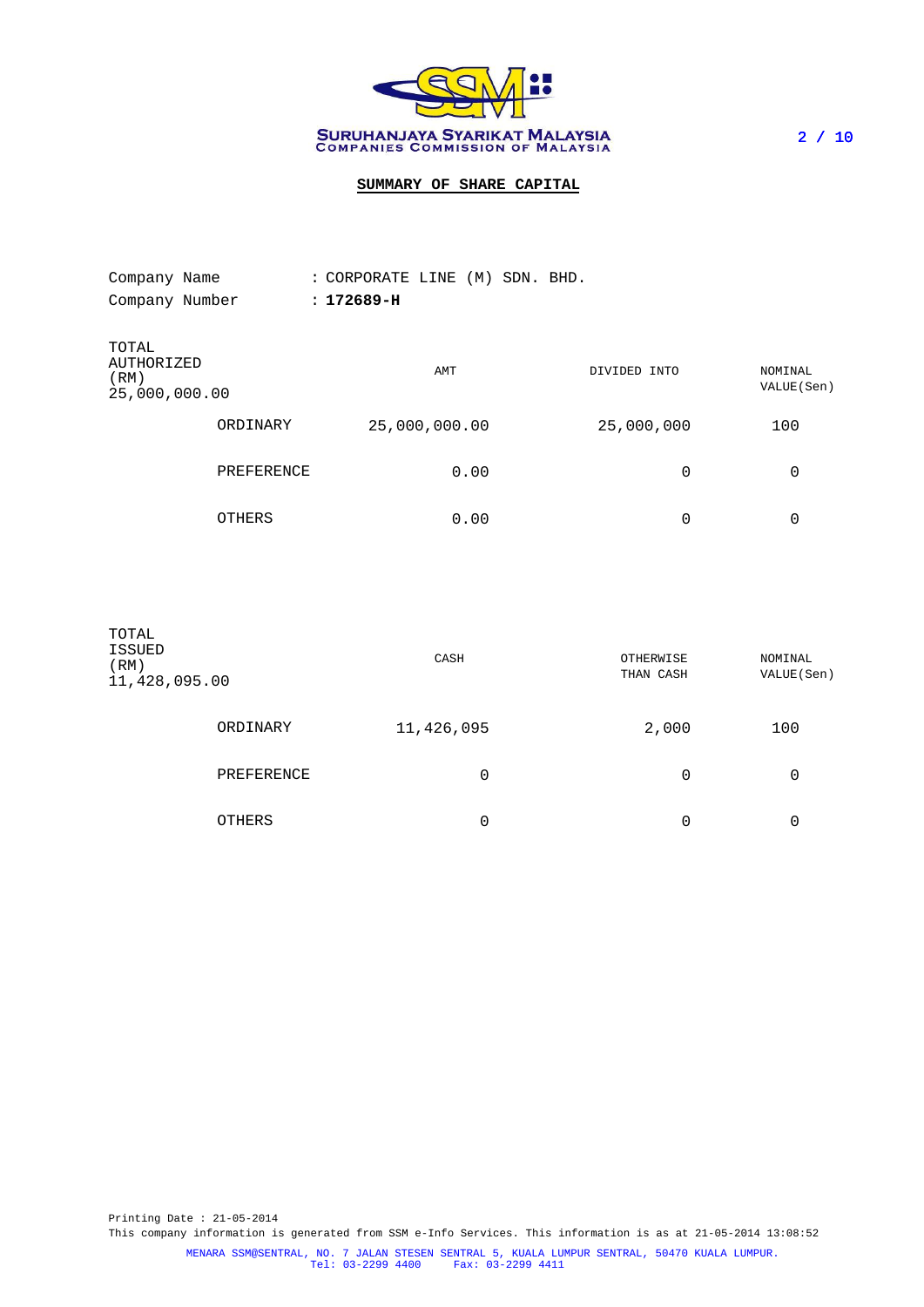SURUHANJAYA SYARIKAT MALAYSIA
COMPANIES COMMISSION OF MALAYSIA

## SUMMARY OF SHARE CAPITAL

Company Name : CORPORATE LINE (M) SDN. BHD.
Company Number : **172689-H**

| TOTAL AUTHORIZED (RM) 25,000,000.00 | | AMT | DIVIDED INTO | NOMINAL VALUE(Sen) |
|---|---|---|---|---|
| | ORDINARY | 25,000,000.00 | 25,000,000 | 100 |
| | PREFERENCE | 0.00 | 0 | 0 |
| | OTHERS | 0.00 | 0 | 0 |

| TOTAL ISSUED (RM) 11,428,095.00 | | CASH | OTHERWISE THAN CASH | NOMINAL VALUE(Sen) |
|---|---|---|---|---|
| | ORDINARY | 11,426,095 | 2,000 | 100 |
| | PREFERENCE | 0 | 0 | 0 |
| | OTHERS | 0 | 0 | 0 |

Printing Date : 21-05-2014
This company information is generated from SSM e-Info Services. This information is as at 21-05-2014 13:08:52

MENARA SSM@SENTRAL, NO. 7 JALAN STESEN SENTRAL 5, KUALA LUMPUR SENTRAL, 50470 KUALA LUMPUR.
Tel: 03-2299 4400 Fax: 03-2299 4411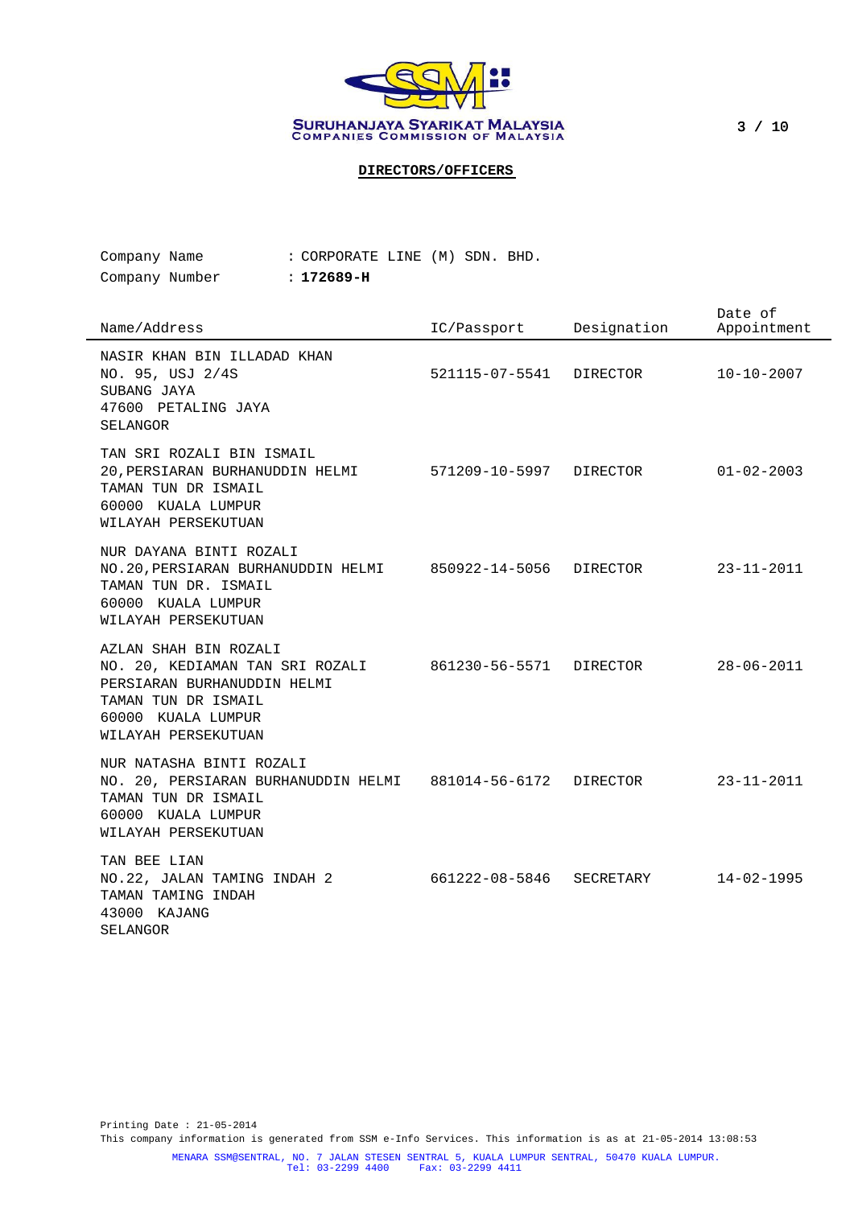SURUHANJAYA SYARIKAT MALAYSIA
COMPANIES COMMISSION OF MALAYSIA

## DIRECTORS/OFFICERS

Company Name : CORPORATE LINE (M) SDN. BHD.
Company Number : **172689-H**

| Name/Address | IC/Passport | Designation | Date of Appointment |
|---|---|---|---|
| NASIR KHAN BIN ILLADAD KHAN<br>NO. 95, USJ 2/4S<br>SUBANG JAYA<br>47600 PETALING JAYA<br>SELANGOR | 521115-07-5541 | DIRECTOR | 10-10-2007 |
| TAN SRI ROZALI BIN ISMAIL<br>20,PERSIARAN BURHANUDDIN HELMI<br>TAMAN TUN DR ISMAIL<br>60000 KUALA LUMPUR<br>WILAYAH PERSEKUTUAN | 571209-10-5997 | DIRECTOR | 01-02-2003 |
| NUR DAYANA BINTI ROZALI<br>NO.20,PERSIARAN BURHANUDDIN HELMI<br>TAMAN TUN DR. ISMAIL<br>60000 KUALA LUMPUR<br>WILAYAH PERSEKUTUAN | 850922-14-5056 | DIRECTOR | 23-11-2011 |
| AZLAN SHAH BIN ROZALI<br>NO. 20, KEDIAMAN TAN SRI ROZALI<br>PERSIARAN BURHANUDDIN HELMI<br>TAMAN TUN DR ISMAIL<br>60000 KUALA LUMPUR<br>WILAYAH PERSEKUTUAN | 861230-56-5571 | DIRECTOR | 28-06-2011 |
| NUR NATASHA BINTI ROZALI<br>NO. 20, PERSIARAN BURHANUDDIN HELMI<br>TAMAN TUN DR ISMAIL<br>60000 KUALA LUMPUR<br>WILAYAH PERSEKUTUAN | 881014-56-6172 | DIRECTOR | 23-11-2011 |
| TAN BEE LIAN<br>NO.22, JALAN TAMING INDAH 2<br>TAMAN TAMING INDAH<br>43000 KAJANG<br>SELANGOR | 661222-08-5846 | SECRETARY | 14-02-1995 |

Printing Date : 21-05-2014
This company information is generated from SSM e-Info Services. This information is as at 21-05-2014 13:08:53

MENARA SSM@SENTRAL, NO. 7 JALAN STESEN SENTRAL 5, KUALA LUMPUR SENTRAL, 50470 KUALA LUMPUR.
Tel: 03-2299 4400 Fax: 03-2299 4411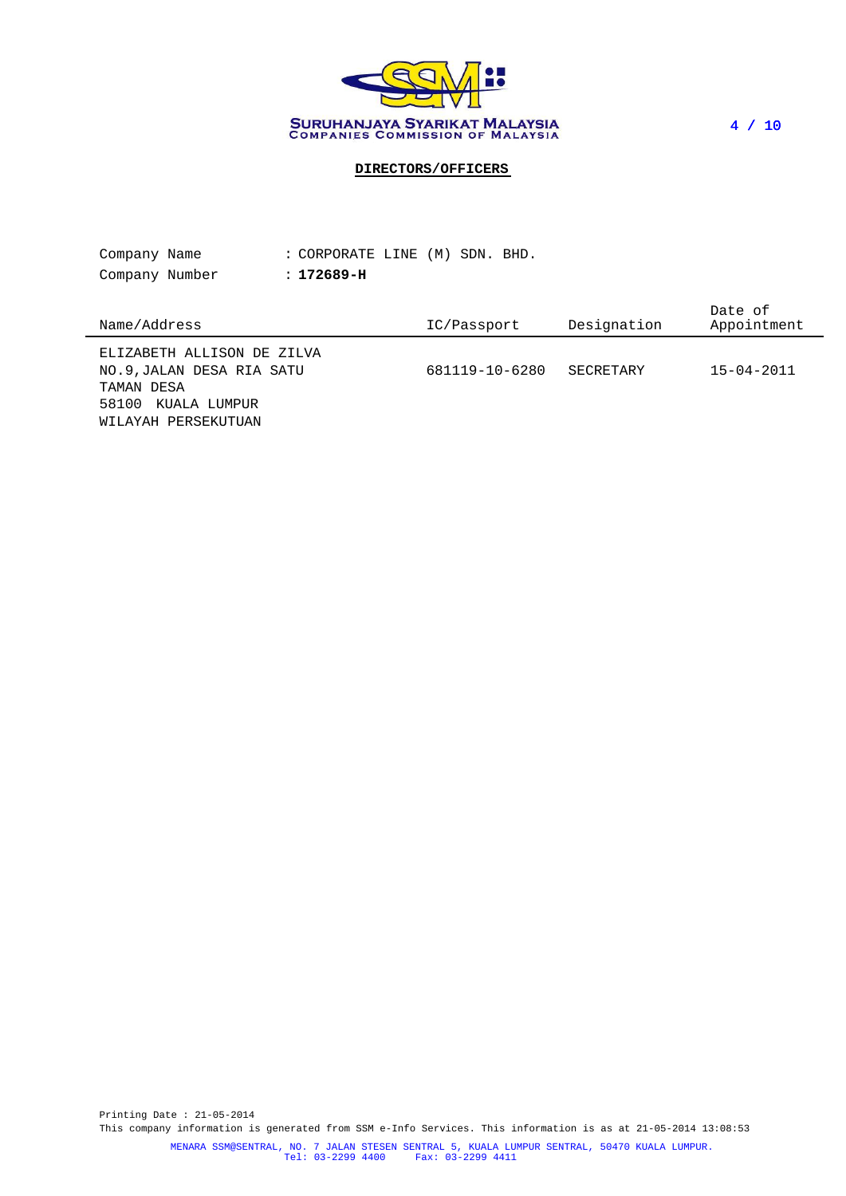SURUHANJAYA SYARIKAT MALAYSIA
COMPANIES COMMISSION OF MALAYSIA

## DIRECTORS/OFFICERS

Company Name : CORPORATE LINE (M) SDN. BHD.
Company Number : **172689-H**

| Name/Address | IC/Passport | Designation | Date of Appointment |
|---|---|---|---|
| ELIZABETH ALLISON DE ZILVA<br>NO.9,JALAN DESA RIA SATU<br>TAMAN DESA<br>58100 KUALA LUMPUR<br>WILAYAH PERSEKUTUAN | 681119-10-6280 | SECRETARY | 15-04-2011 |

Printing Date : 21-05-2014
This company information is generated from SSM e-Info Services. This information is as at 21-05-2014 13:08:53

MENARA SSM@SENTRAL, NO. 7 JALAN STESEN SENTRAL 5, KUALA LUMPUR SENTRAL, 50470 KUALA LUMPUR.
Tel: 03-2299 4400 Fax: 03-2299 4411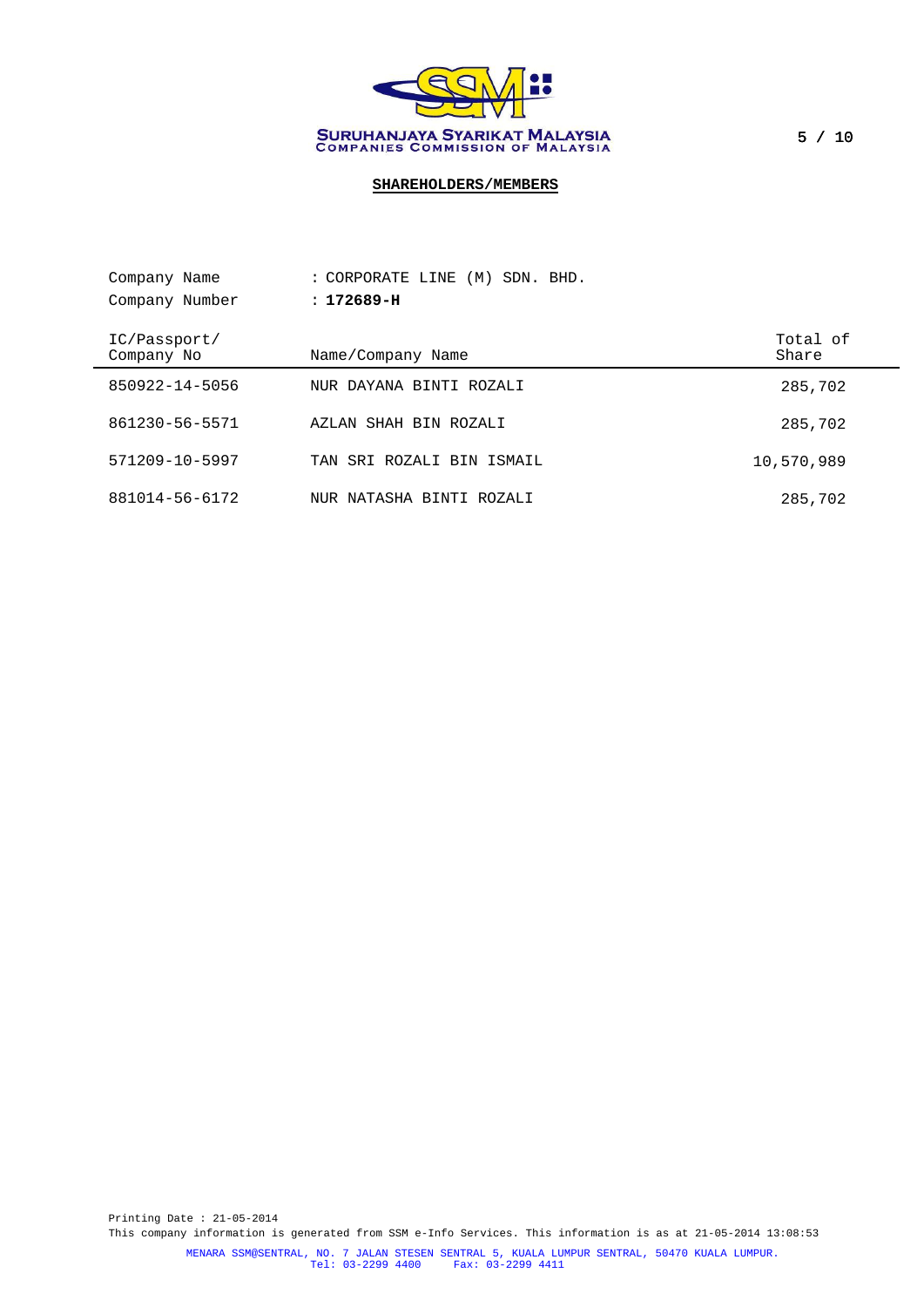SURUHANJAYA SYARIKAT MALAYSIA
COMPANIES COMMISSION OF MALAYSIA

## SHAREHOLDERS/MEMBERS

Company Name : CORPORATE LINE (M) SDN. BHD.
Company Number : **172689-H**

| IC/Passport/ Company No | Name/Company Name | Total of Share |
|---|---|---|
| 850922-14-5056 | NUR DAYANA BINTI ROZALI | 285,702 |
| 861230-56-5571 | AZLAN SHAH BIN ROZALI | 285,702 |
| 571209-10-5997 | TAN SRI ROZALI BIN ISMAIL | 10,570,989 |
| 881014-56-6172 | NUR NATASHA BINTI ROZALI | 285,702 |

Printing Date : 21-05-2014
This company information is generated from SSM e-Info Services. This information is as at 21-05-2014 13:08:53

MENARA SSM@SENTRAL, NO. 7 JALAN STESEN SENTRAL 5, KUALA LUMPUR SENTRAL, 50470 KUALA LUMPUR.
Tel: 03-2299 4400 Fax: 03-2299 4411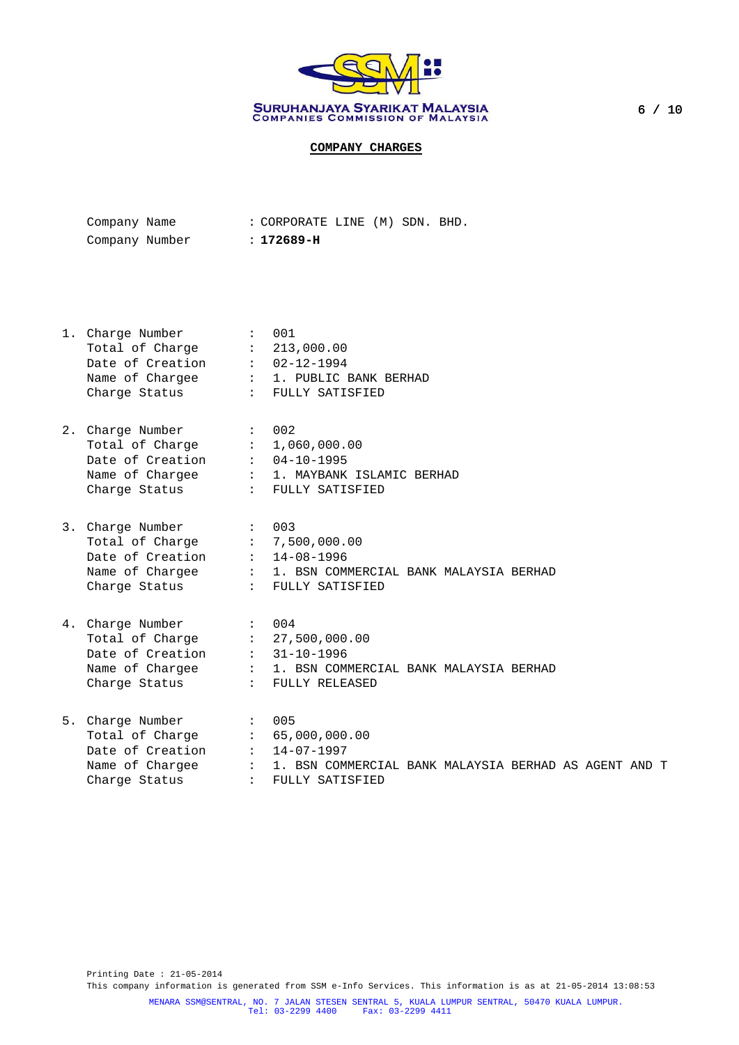SURUHANJAYA SYARIKAT MALAYSIA
COMPANIES COMMISSION OF MALAYSIA

## COMPANY CHARGES

Company Name : CORPORATE LINE (M) SDN. BHD.
Company Number : **172689-H**

1. Charge Number : 001
   Total of Charge : 213,000.00
   Date of Creation : 02-12-1994
   Name of Chargee : 1. PUBLIC BANK BERHAD
   Charge Status : FULLY SATISFIED

2. Charge Number : 002
   Total of Charge : 1,060,000.00
   Date of Creation : 04-10-1995
   Name of Chargee : 1. MAYBANK ISLAMIC BERHAD
   Charge Status : FULLY SATISFIED

3. Charge Number : 003
   Total of Charge : 7,500,000.00
   Date of Creation : 14-08-1996
   Name of Chargee : 1. BSN COMMERCIAL BANK MALAYSIA BERHAD
   Charge Status : FULLY SATISFIED

4. Charge Number : 004
   Total of Charge : 27,500,000.00
   Date of Creation : 31-10-1996
   Name of Chargee : 1. BSN COMMERCIAL BANK MALAYSIA BERHAD
   Charge Status : FULLY RELEASED

5. Charge Number : 005
   Total of Charge : 65,000,000.00
   Date of Creation : 14-07-1997
   Name of Chargee : 1. BSN COMMERCIAL BANK MALAYSIA BERHAD AS AGENT AND T
   Charge Status : FULLY SATISFIED

Printing Date : 21-05-2014
This company information is generated from SSM e-Info Services. This information is as at 21-05-2014 13:08:53

MENARA SSM@SENTRAL, NO. 7 JALAN STESEN SENTRAL 5, KUALA LUMPUR SENTRAL, 50470 KUALA LUMPUR.
Tel: 03-2299 4400 Fax: 03-2299 4411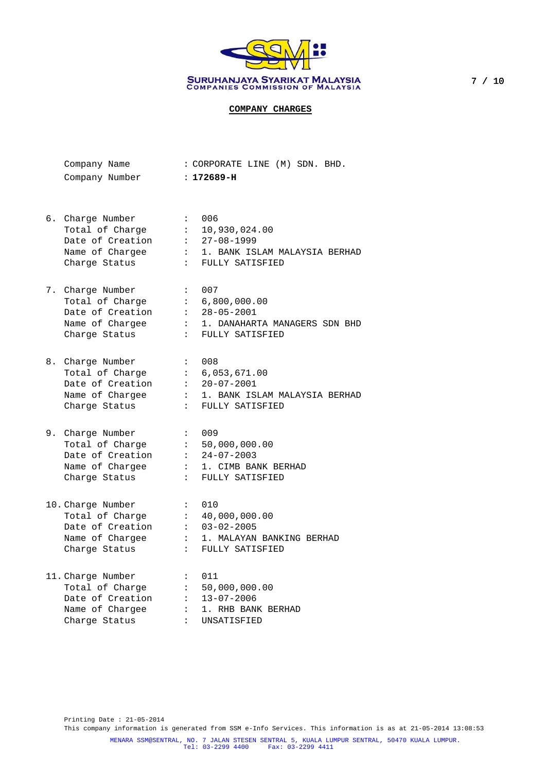SURUHANJAYA SYARIKAT MALAYSIA
COMPANIES COMMISSION OF MALAYSIA

## COMPANY CHARGES

Company Name : CORPORATE LINE (M) SDN. BHD.
Company Number : **172689-H**

6. Charge Number : 006
   Total of Charge : 10,930,024.00
   Date of Creation : 27-08-1999
   Name of Chargee : 1. BANK ISLAM MALAYSIA BERHAD
   Charge Status : FULLY SATISFIED

7. Charge Number : 007
   Total of Charge : 6,800,000.00
   Date of Creation : 28-05-2001
   Name of Chargee : 1. DANAHARTA MANAGERS SDN BHD
   Charge Status : FULLY SATISFIED

8. Charge Number : 008
   Total of Charge : 6,053,671.00
   Date of Creation : 20-07-2001
   Name of Chargee : 1. BANK ISLAM MALAYSIA BERHAD
   Charge Status : FULLY SATISFIED

9. Charge Number : 009
   Total of Charge : 50,000,000.00
   Date of Creation : 24-07-2003
   Name of Chargee : 1. CIMB BANK BERHAD
   Charge Status : FULLY SATISFIED

10. Charge Number : 010
    Total of Charge : 40,000,000.00
    Date of Creation : 03-02-2005
    Name of Chargee : 1. MALAYAN BANKING BERHAD
    Charge Status : FULLY SATISFIED

11. Charge Number : 011
    Total of Charge : 50,000,000.00
    Date of Creation : 13-07-2006
    Name of Chargee : 1. RHB BANK BERHAD
    Charge Status : UNSATISFIED

Printing Date : 21-05-2014
This company information is generated from SSM e-Info Services. This information is as at 21-05-2014 13:08:53

MENARA SSM@SENTRAL, NO. 7 JALAN STESEN SENTRAL 5, KUALA LUMPUR SENTRAL, 50470 KUALA LUMPUR.
Tel: 03-2299 4400 Fax: 03-2299 4411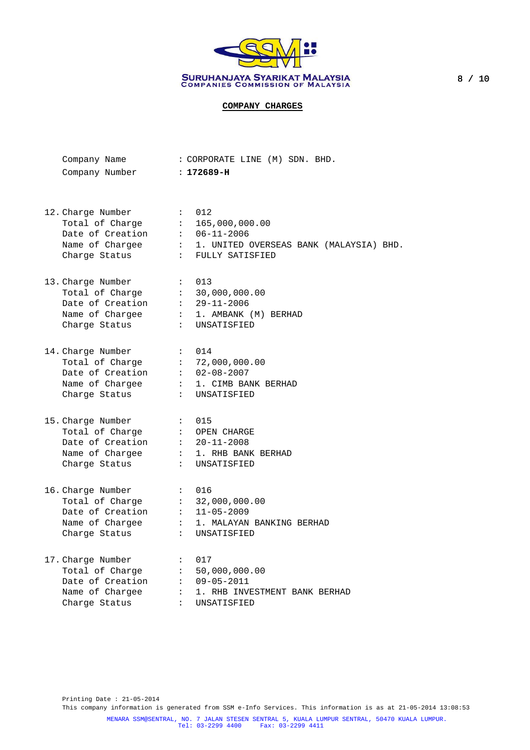SURUHANJAYA SYARIKAT MALAYSIA
COMPANIES COMMISSION OF MALAYSIA

## COMPANY CHARGES

Company Name : CORPORATE LINE (M) SDN. BHD.
Company Number : **172689-H**

12. Charge Number : 012
    Total of Charge : 165,000,000.00
    Date of Creation : 06-11-2006
    Name of Chargee : 1. UNITED OVERSEAS BANK (MALAYSIA) BHD.
    Charge Status : FULLY SATISFIED

13. Charge Number : 013
    Total of Charge : 30,000,000.00
    Date of Creation : 29-11-2006
    Name of Chargee : 1. AMBANK (M) BERHAD
    Charge Status : UNSATISFIED

14. Charge Number : 014
    Total of Charge : 72,000,000.00
    Date of Creation : 02-08-2007
    Name of Chargee : 1. CIMB BANK BERHAD
    Charge Status : UNSATISFIED

15. Charge Number : 015
    Total of Charge : OPEN CHARGE
    Date of Creation : 20-11-2008
    Name of Chargee : 1. RHB BANK BERHAD
    Charge Status : UNSATISFIED

16. Charge Number : 016
    Total of Charge : 32,000,000.00
    Date of Creation : 11-05-2009
    Name of Chargee : 1. MALAYAN BANKING BERHAD
    Charge Status : UNSATISFIED

17. Charge Number : 017
    Total of Charge : 50,000,000.00
    Date of Creation : 09-05-2011
    Name of Chargee : 1. RHB INVESTMENT BANK BERHAD
    Charge Status : UNSATISFIED

Printing Date : 21-05-2014
This company information is generated from SSM e-Info Services. This information is as at 21-05-2014 13:08:53

MENARA SSM@SENTRAL, NO. 7 JALAN STESEN SENTRAL 5, KUALA LUMPUR SENTRAL, 50470 KUALA LUMPUR.
Tel: 03-2299 4400 Fax: 03-2299 4411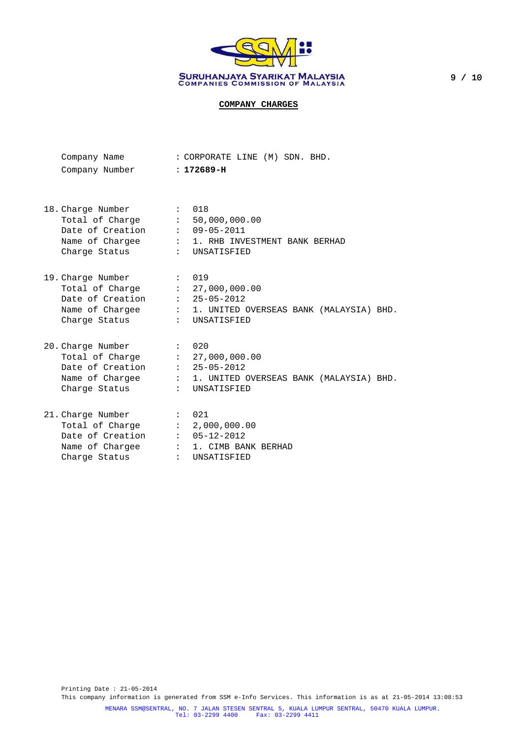SURUHANJAYA SYARIKAT MALAYSIA
COMPANIES COMMISSION OF MALAYSIA

## COMPANY CHARGES

Company Name : CORPORATE LINE (M) SDN. BHD.
Company Number : **172689-H**

18. Charge Number : 018
    Total of Charge : 50,000,000.00
    Date of Creation : 09-05-2011
    Name of Chargee : 1. RHB INVESTMENT BANK BERHAD
    Charge Status : UNSATISFIED

19. Charge Number : 019
    Total of Charge : 27,000,000.00
    Date of Creation : 25-05-2012
    Name of Chargee : 1. UNITED OVERSEAS BANK (MALAYSIA) BHD.
    Charge Status : UNSATISFIED

20. Charge Number : 020
    Total of Charge : 27,000,000.00
    Date of Creation : 25-05-2012
    Name of Chargee : 1. UNITED OVERSEAS BANK (MALAYSIA) BHD.
    Charge Status : UNSATISFIED

21. Charge Number : 021
    Total of Charge : 2,000,000.00
    Date of Creation : 05-12-2012
    Name of Chargee : 1. CIMB BANK BERHAD
    Charge Status : UNSATISFIED

Printing Date : 21-05-2014
This company information is generated from SSM e-Info Services. This information is as at 21-05-2014 13:08:53

MENARA SSM@SENTRAL, NO. 7 JALAN STESEN SENTRAL 5, KUALA LUMPUR SENTRAL, 50470 KUALA LUMPUR.
Tel: 03-2299 4400 Fax: 03-2299 4411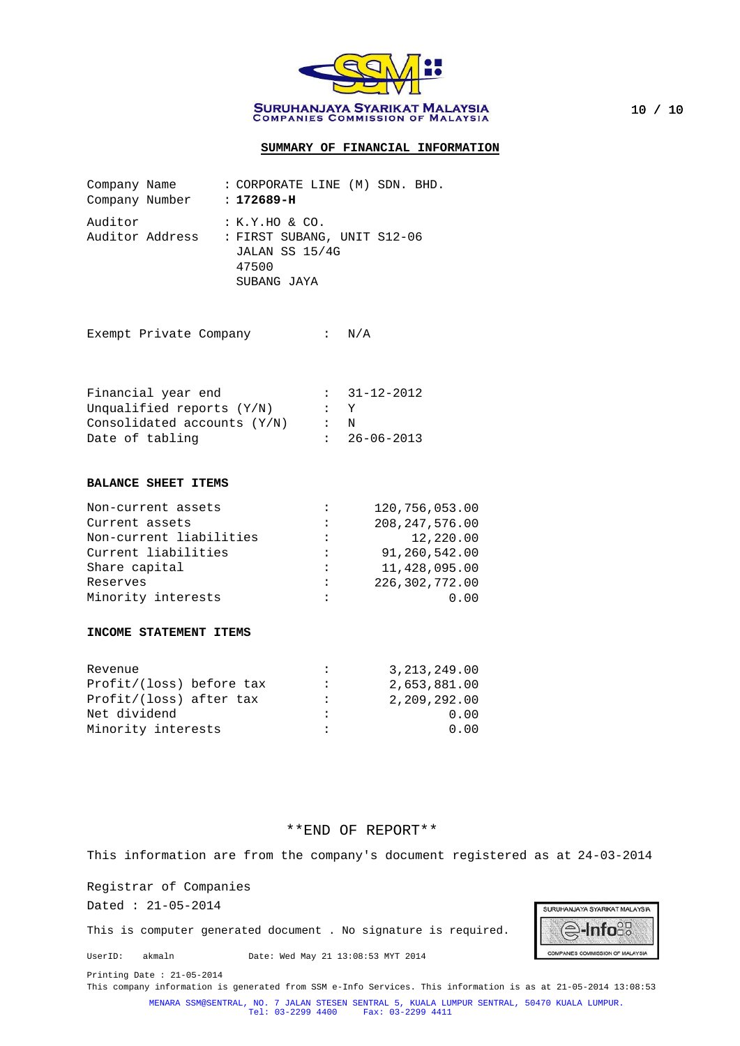SURUHANJAYA SYARIKAT MALAYSIA
COMPANIES COMMISSION OF MALAYSIA

## SUMMARY OF FINANCIAL INFORMATION

Company Name : CORPORATE LINE (M) SDN. BHD.
Company Number : **172689-H**

Auditor : K.Y.HO & CO.
Auditor Address : FIRST SUBANG, UNIT S12-06
JALAN SS 15/4G
47500
SUBANG JAYA

Exempt Private Company : N/A

Financial year end : 31-12-2012
Unqualified reports (Y/N) : Y
Consolidated accounts (Y/N) : N
Date of tabling : 26-06-2013

### BALANCE SHEET ITEMS

| | | |
|---|---|---|
| Non-current assets | : | 120,756,053.00 |
| Current assets | : | 208,247,576.00 |
| Non-current liabilities | : | 12,220.00 |
| Current liabilities | : | 91,260,542.00 |
| Share capital | : | 11,428,095.00 |
| Reserves | : | 226,302,772.00 |
| Minority interests | : | 0.00 |

### INCOME STATEMENT ITEMS

| | | |
|---|---|---|
| Revenue | : | 3,213,249.00 |
| Profit/(loss) before tax | : | 2,653,881.00 |
| Profit/(loss) after tax | : | 2,209,292.00 |
| Net dividend | : | 0.00 |
| Minority interests | : | 0.00 |

**END OF REPORT**

This information are from the company's document registered as at 24-03-2014

Registrar of Companies
Dated : 21-05-2014

This is computer generated document . No signature is required.

SURUHANJAYA SYARIKAT MALAYSIA e-Info COMPANIES COMMISSION OF MALAYSIA

UserID: akmaln Date: Wed May 21 13:08:53 MYT 2014

Printing Date : 21-05-2014
This company information is generated from SSM e-Info Services. This information is as at 21-05-2014 13:08:53

MENARA SSM@SENTRAL, NO. 7 JALAN STESEN SENTRAL 5, KUALA LUMPUR SENTRAL, 50470 KUALA LUMPUR.
Tel: 03-2299 4400 Fax: 03-2299 4411